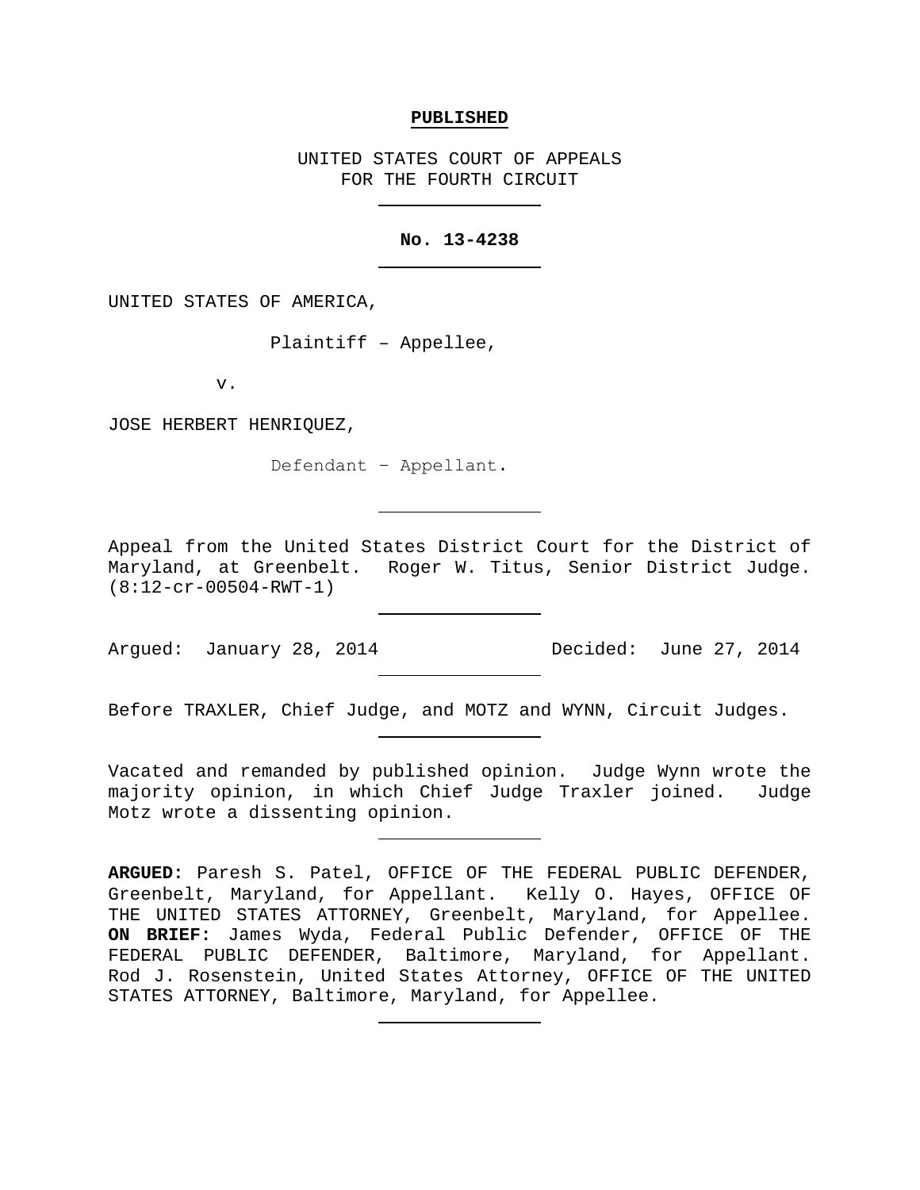**PUBLISHED**

UNITED STATES COURT OF APPEALS
FOR THE FOURTH CIRCUIT

---

**No. 13-4238**

---

UNITED STATES OF AMERICA,

Plaintiff – Appellee,

v.

JOSE HERBERT HENRIQUEZ,

Defendant – Appellant.

---

Appeal from the United States District Court for the District of Maryland, at Greenbelt. Roger W. Titus, Senior District Judge. (8:12-cr-00504-RWT-1)

---

Argued: January 28, 2014 Decided: June 27, 2014

---

Before TRAXLER, Chief Judge, and MOTZ and WYNN, Circuit Judges.

---

Vacated and remanded by published opinion. Judge Wynn wrote the majority opinion, in which Chief Judge Traxler joined. Judge Motz wrote a dissenting opinion.

---

**ARGUED:** Paresh S. Patel, OFFICE OF THE FEDERAL PUBLIC DEFENDER, Greenbelt, Maryland, for Appellant. Kelly O. Hayes, OFFICE OF THE UNITED STATES ATTORNEY, Greenbelt, Maryland, for Appellee. **ON BRIEF:** James Wyda, Federal Public Defender, OFFICE OF THE FEDERAL PUBLIC DEFENDER, Baltimore, Maryland, for Appellant. Rod J. Rosenstein, United States Attorney, OFFICE OF THE UNITED STATES ATTORNEY, Baltimore, Maryland, for Appellee.

---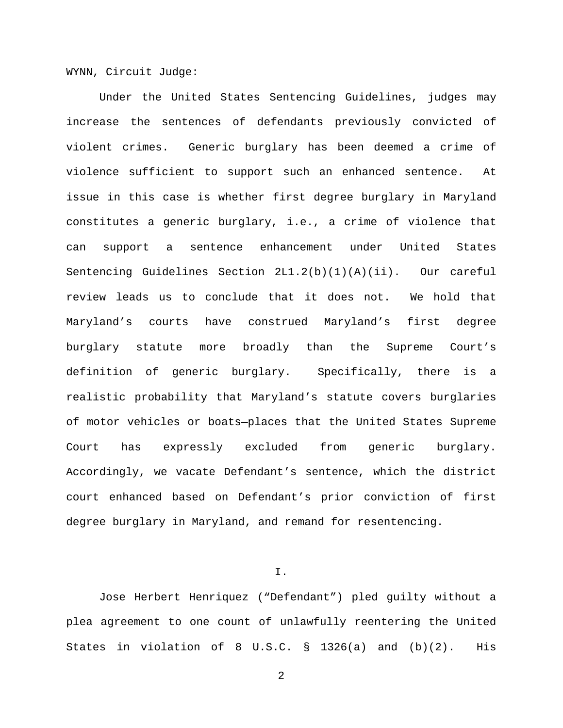WYNN, Circuit Judge:

Under the United States Sentencing Guidelines, judges may increase the sentences of defendants previously convicted of violent crimes. Generic burglary has been deemed a crime of violence sufficient to support such an enhanced sentence. At issue in this case is whether first degree burglary in Maryland constitutes a generic burglary, i.e., a crime of violence that can support a sentence enhancement under United States Sentencing Guidelines Section 2L1.2(b)(1)(A)(ii). Our careful review leads us to conclude that it does not. We hold that Maryland's courts have construed Maryland's first degree burglary statute more broadly than the Supreme Court's definition of generic burglary. Specifically, there is a realistic probability that Maryland's statute covers burglaries of motor vehicles or boats—places that the United States Supreme Court has expressly excluded from generic burglary. Accordingly, we vacate Defendant's sentence, which the district court enhanced based on Defendant's prior conviction of first degree burglary in Maryland, and remand for resentencing.

## I.

Jose Herbert Henriquez ("Defendant") pled guilty without a plea agreement to one count of unlawfully reentering the United States in violation of 8 U.S.C. § 1326(a) and (b)(2). His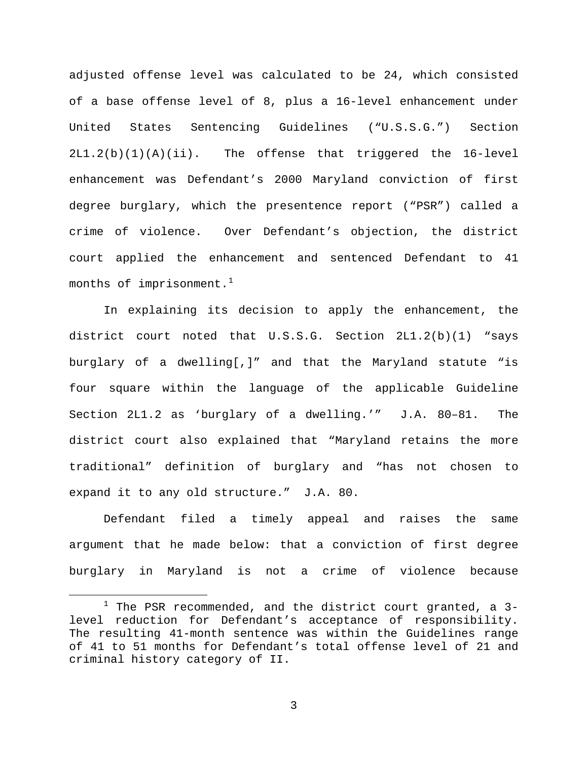adjusted offense level was calculated to be 24, which consisted of a base offense level of 8, plus a 16-level enhancement under United States Sentencing Guidelines ("U.S.S.G.") Section 2L1.2(b)(1)(A)(ii). The offense that triggered the 16-level enhancement was Defendant's 2000 Maryland conviction of first degree burglary, which the presentence report ("PSR") called a crime of violence. Over Defendant's objection, the district court applied the enhancement and sentenced Defendant to 41 months of imprisonment.[1]

In explaining its decision to apply the enhancement, the district court noted that U.S.S.G. Section 2L1.2(b)(1) "says burglary of a dwelling[,]" and that the Maryland statute "is four square within the language of the applicable Guideline Section 2L1.2 as 'burglary of a dwelling.'" J.A. 80–81. The district court also explained that "Maryland retains the more traditional" definition of burglary and "has not chosen to expand it to any old structure." J.A. 80.

Defendant filed a timely appeal and raises the same argument that he made below: that a conviction of first degree burglary in Maryland is not a crime of violence because

[1] The PSR recommended, and the district court granted, a 3-level reduction for Defendant's acceptance of responsibility. The resulting 41-month sentence was within the Guidelines range of 41 to 51 months for Defendant's total offense level of 21 and criminal history category of II.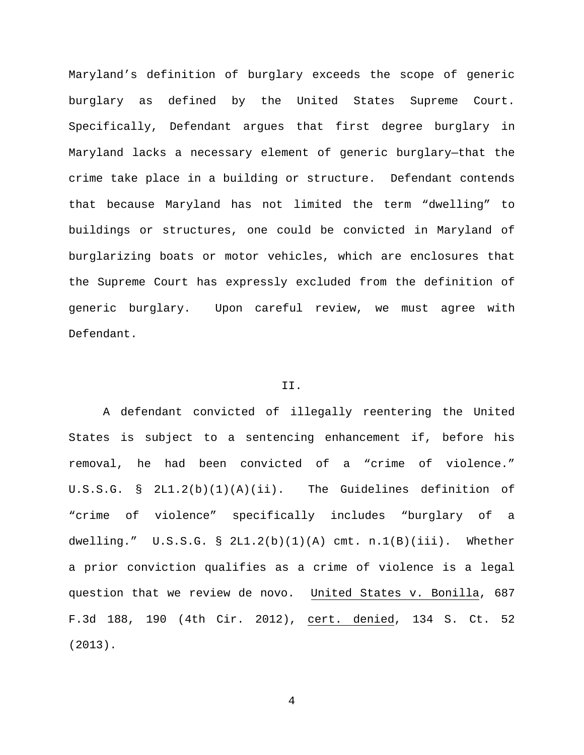Maryland's definition of burglary exceeds the scope of generic burglary as defined by the United States Supreme Court. Specifically, Defendant argues that first degree burglary in Maryland lacks a necessary element of generic burglary—that the crime take place in a building or structure. Defendant contends that because Maryland has not limited the term "dwelling" to buildings or structures, one could be convicted in Maryland of burglarizing boats or motor vehicles, which are enclosures that the Supreme Court has expressly excluded from the definition of generic burglary. Upon careful review, we must agree with Defendant.

## II.

A defendant convicted of illegally reentering the United States is subject to a sentencing enhancement if, before his removal, he had been convicted of a "crime of violence." U.S.S.G. § 2L1.2(b)(1)(A)(ii). The Guidelines definition of "crime of violence" specifically includes "burglary of a dwelling." U.S.S.G. § 2L1.2(b)(1)(A) cmt. n.1(B)(iii). Whether a prior conviction qualifies as a crime of violence is a legal question that we review de novo. United States v. Bonilla, 687 F.3d 188, 190 (4th Cir. 2012), cert. denied, 134 S. Ct. 52 (2013).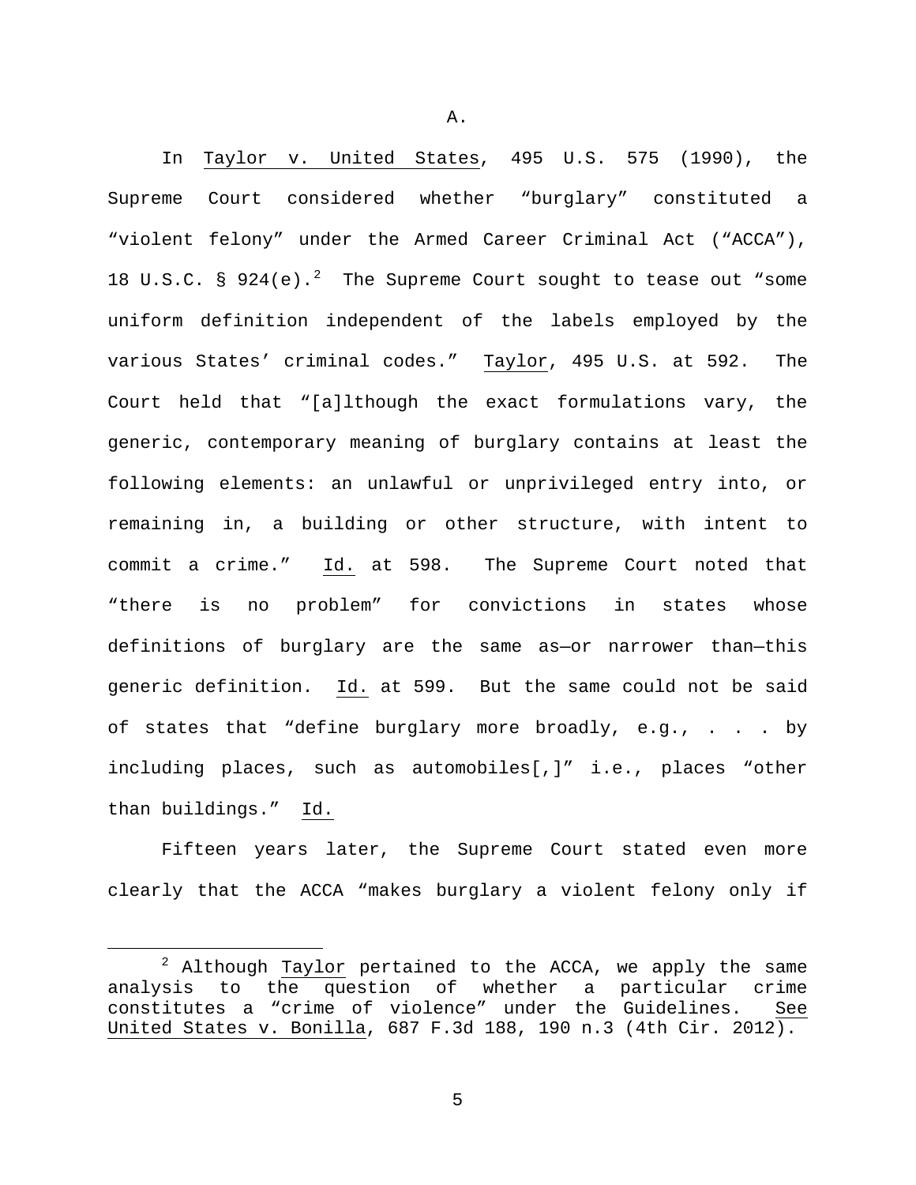### A.

In Taylor v. United States, 495 U.S. 575 (1990), the Supreme Court considered whether "burglary" constituted a "violent felony" under the Armed Career Criminal Act ("ACCA"), 18 U.S.C. § 924(e).[2] The Supreme Court sought to tease out "some uniform definition independent of the labels employed by the various States' criminal codes." Taylor, 495 U.S. at 592. The Court held that "[a]lthough the exact formulations vary, the generic, contemporary meaning of burglary contains at least the following elements: an unlawful or unprivileged entry into, or remaining in, a building or other structure, with intent to commit a crime." Id. at 598. The Supreme Court noted that "there is no problem" for convictions in states whose definitions of burglary are the same as—or narrower than—this generic definition. Id. at 599. But the same could not be said of states that "define burglary more broadly, e.g., . . . by including places, such as automobiles[,]" i.e., places "other than buildings." Id.

Fifteen years later, the Supreme Court stated even more clearly that the ACCA "makes burglary a violent felony only if

[2] Although Taylor pertained to the ACCA, we apply the same analysis to the question of whether a particular crime constitutes a "crime of violence" under the Guidelines. See United States v. Bonilla, 687 F.3d 188, 190 n.3 (4th Cir. 2012).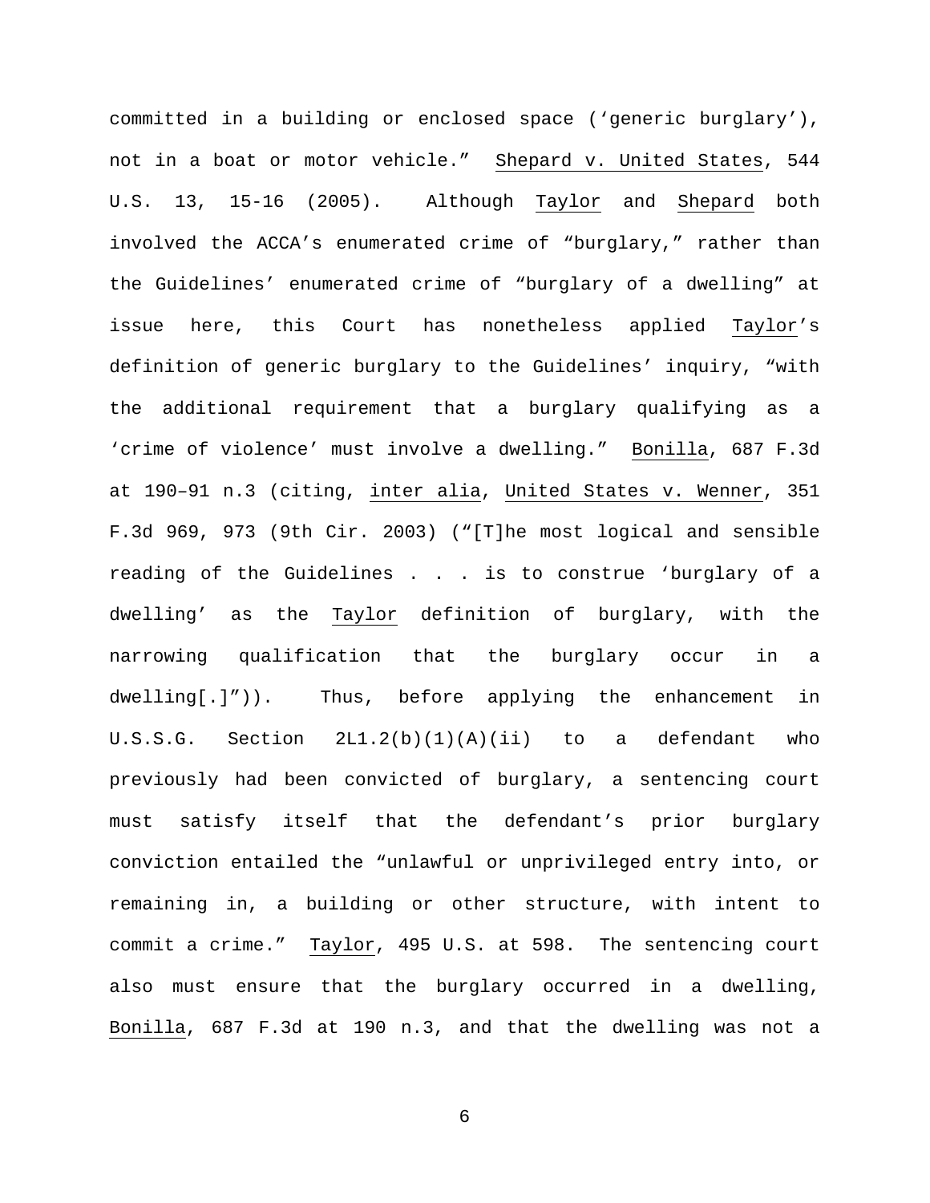committed in a building or enclosed space ('generic burglary'), not in a boat or motor vehicle." Shepard v. United States, 544 U.S. 13, 15-16 (2005). Although Taylor and Shepard both involved the ACCA's enumerated crime of "burglary," rather than the Guidelines' enumerated crime of "burglary of a dwelling" at issue here, this Court has nonetheless applied Taylor's definition of generic burglary to the Guidelines' inquiry, "with the additional requirement that a burglary qualifying as a 'crime of violence' must involve a dwelling." Bonilla, 687 F.3d at 190–91 n.3 (citing, inter alia, United States v. Wenner, 351 F.3d 969, 973 (9th Cir. 2003) ("[T]he most logical and sensible reading of the Guidelines . . . is to construe 'burglary of a dwelling' as the Taylor definition of burglary, with the narrowing qualification that the burglary occur in a dwelling[.]")). Thus, before applying the enhancement in U.S.S.G. Section 2L1.2(b)(1)(A)(ii) to a defendant who previously had been convicted of burglary, a sentencing court must satisfy itself that the defendant's prior burglary conviction entailed the "unlawful or unprivileged entry into, or remaining in, a building or other structure, with intent to commit a crime." Taylor, 495 U.S. at 598. The sentencing court also must ensure that the burglary occurred in a dwelling, Bonilla, 687 F.3d at 190 n.3, and that the dwelling was not a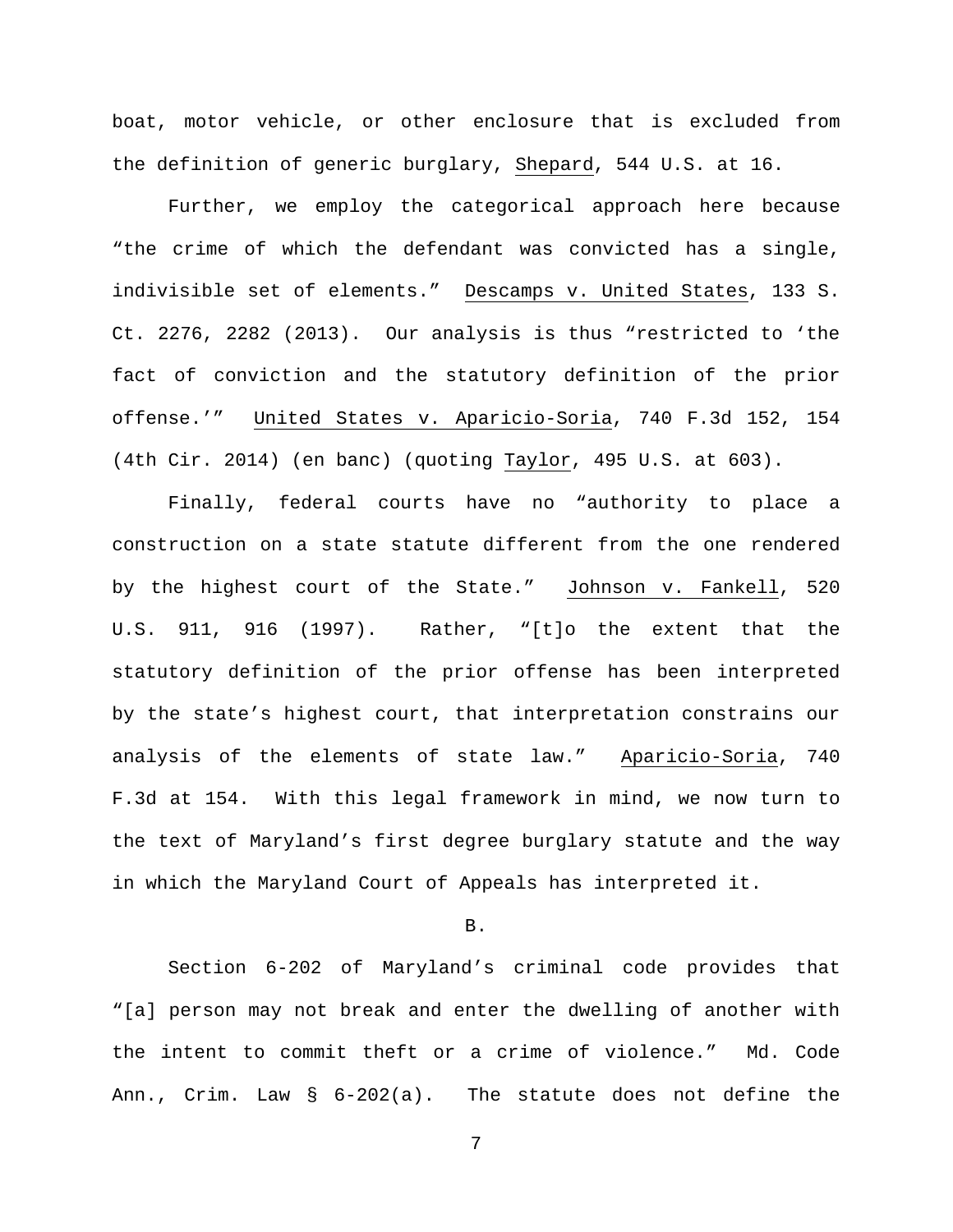boat, motor vehicle, or other enclosure that is excluded from the definition of generic burglary, Shepard, 544 U.S. at 16.

Further, we employ the categorical approach here because "the crime of which the defendant was convicted has a single, indivisible set of elements." Descamps v. United States, 133 S. Ct. 2276, 2282 (2013). Our analysis is thus "restricted to 'the fact of conviction and the statutory definition of the prior offense.'" United States v. Aparicio-Soria, 740 F.3d 152, 154 (4th Cir. 2014) (en banc) (quoting Taylor, 495 U.S. at 603).

Finally, federal courts have no "authority to place a construction on a state statute different from the one rendered by the highest court of the State." Johnson v. Fankell, 520 U.S. 911, 916 (1997). Rather, "[t]o the extent that the statutory definition of the prior offense has been interpreted by the state's highest court, that interpretation constrains our analysis of the elements of state law." Aparicio-Soria, 740 F.3d at 154. With this legal framework in mind, we now turn to the text of Maryland's first degree burglary statute and the way in which the Maryland Court of Appeals has interpreted it.

B.

Section 6-202 of Maryland's criminal code provides that "[a] person may not break and enter the dwelling of another with the intent to commit theft or a crime of violence." Md. Code Ann., Crim. Law § 6-202(a). The statute does not define the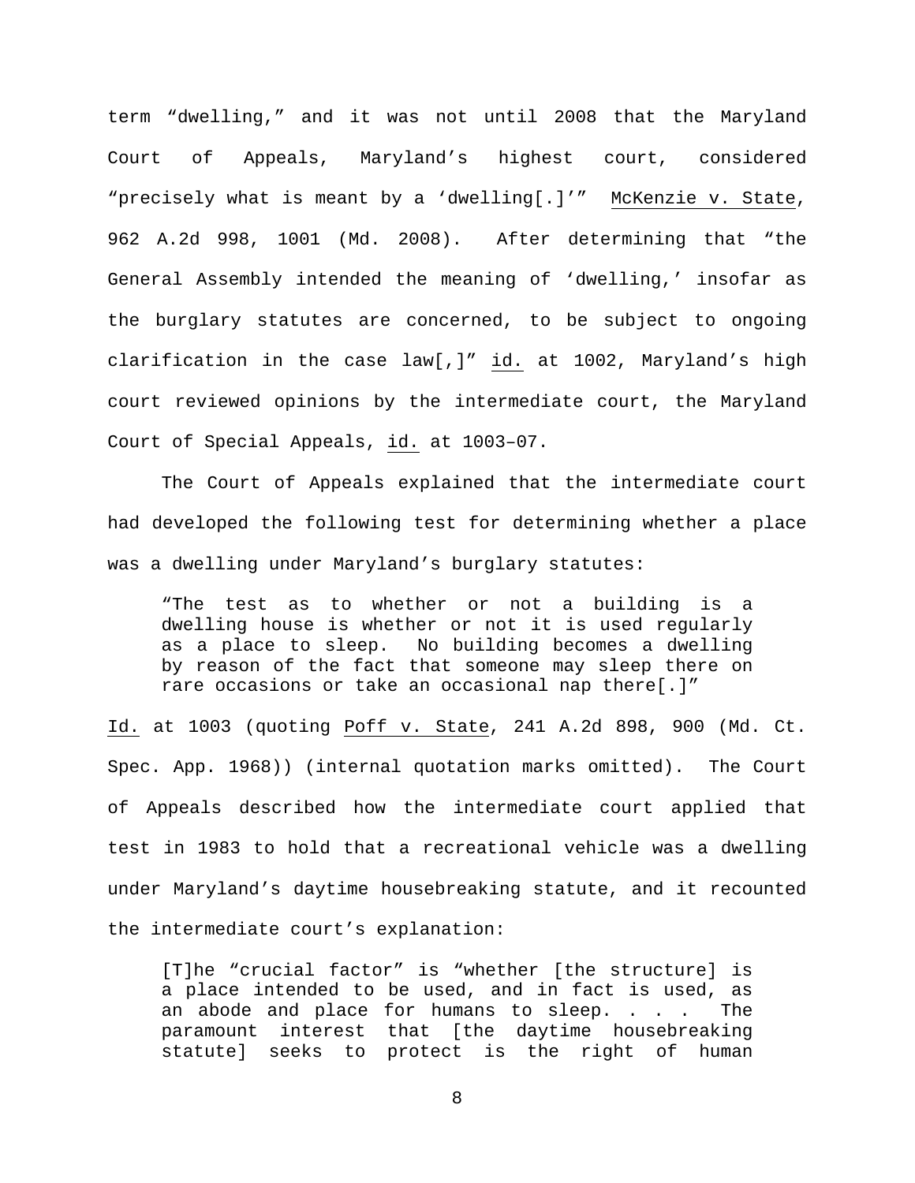term "dwelling," and it was not until 2008 that the Maryland Court of Appeals, Maryland's highest court, considered "precisely what is meant by a 'dwelling[.]'" McKenzie v. State, 962 A.2d 998, 1001 (Md. 2008). After determining that "the General Assembly intended the meaning of 'dwelling,' insofar as the burglary statutes are concerned, to be subject to ongoing clarification in the case law[,]" id. at 1002, Maryland's high court reviewed opinions by the intermediate court, the Maryland Court of Special Appeals, id. at 1003–07.

The Court of Appeals explained that the intermediate court had developed the following test for determining whether a place was a dwelling under Maryland's burglary statutes:

> "The test as to whether or not a building is a dwelling house is whether or not it is used regularly as a place to sleep. No building becomes a dwelling by reason of the fact that someone may sleep there on rare occasions or take an occasional nap there[.]"

Id. at 1003 (quoting Poff v. State, 241 A.2d 898, 900 (Md. Ct. Spec. App. 1968)) (internal quotation marks omitted). The Court of Appeals described how the intermediate court applied that test in 1983 to hold that a recreational vehicle was a dwelling under Maryland's daytime housebreaking statute, and it recounted the intermediate court's explanation:

> [T]he "crucial factor" is "whether [the structure] is a place intended to be used, and in fact is used, as an abode and place for humans to sleep. . . . The paramount interest that [the daytime housebreaking statute] seeks to protect is the right of human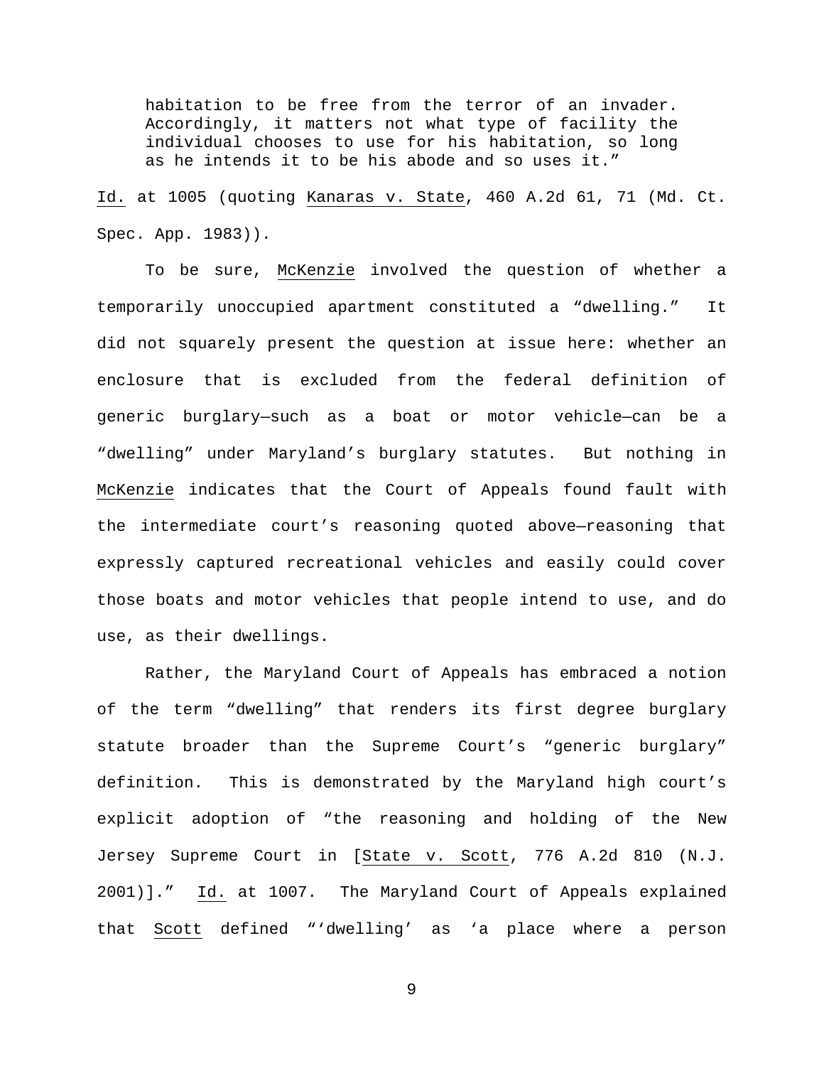> habitation to be free from the terror of an invader. Accordingly, it matters not what type of facility the individual chooses to use for his habitation, so long as he intends it to be his abode and so uses it."

Id. at 1005 (quoting Kanaras v. State, 460 A.2d 61, 71 (Md. Ct. Spec. App. 1983)).

To be sure, McKenzie involved the question of whether a temporarily unoccupied apartment constituted a "dwelling." It did not squarely present the question at issue here: whether an enclosure that is excluded from the federal definition of generic burglary—such as a boat or motor vehicle—can be a "dwelling" under Maryland's burglary statutes. But nothing in McKenzie indicates that the Court of Appeals found fault with the intermediate court's reasoning quoted above—reasoning that expressly captured recreational vehicles and easily could cover those boats and motor vehicles that people intend to use, and do use, as their dwellings.

Rather, the Maryland Court of Appeals has embraced a notion of the term "dwelling" that renders its first degree burglary statute broader than the Supreme Court's "generic burglary" definition. This is demonstrated by the Maryland high court's explicit adoption of "the reasoning and holding of the New Jersey Supreme Court in [State v. Scott, 776 A.2d 810 (N.J. 2001)]." Id. at 1007. The Maryland Court of Appeals explained that Scott defined "'dwelling' as 'a place where a person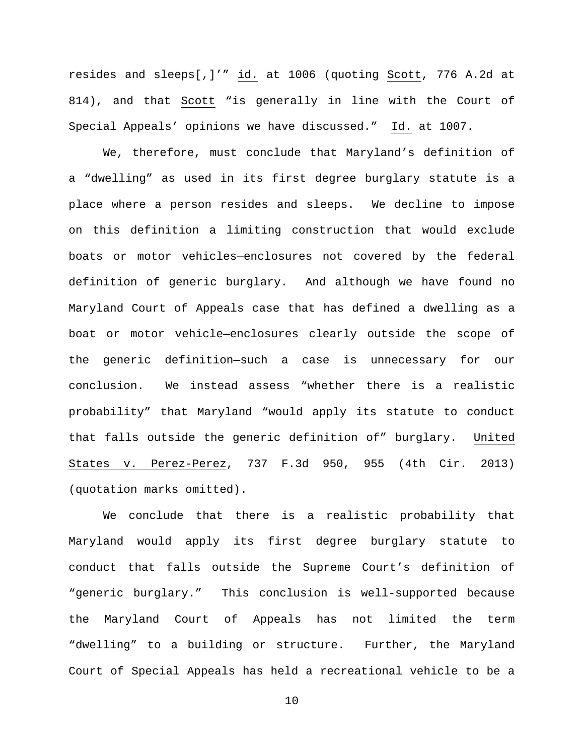resides and sleeps[,]'" id. at 1006 (quoting Scott, 776 A.2d at 814), and that Scott "is generally in line with the Court of Special Appeals' opinions we have discussed." Id. at 1007.

We, therefore, must conclude that Maryland's definition of a "dwelling" as used in its first degree burglary statute is a place where a person resides and sleeps. We decline to impose on this definition a limiting construction that would exclude boats or motor vehicles—enclosures not covered by the federal definition of generic burglary. And although we have found no Maryland Court of Appeals case that has defined a dwelling as a boat or motor vehicle—enclosures clearly outside the scope of the generic definition—such a case is unnecessary for our conclusion. We instead assess "whether there is a realistic probability" that Maryland "would apply its statute to conduct that falls outside the generic definition of" burglary. United States v. Perez-Perez, 737 F.3d 950, 955 (4th Cir. 2013) (quotation marks omitted).

We conclude that there is a realistic probability that Maryland would apply its first degree burglary statute to conduct that falls outside the Supreme Court's definition of "generic burglary." This conclusion is well-supported because the Maryland Court of Appeals has not limited the term "dwelling" to a building or structure. Further, the Maryland Court of Special Appeals has held a recreational vehicle to be a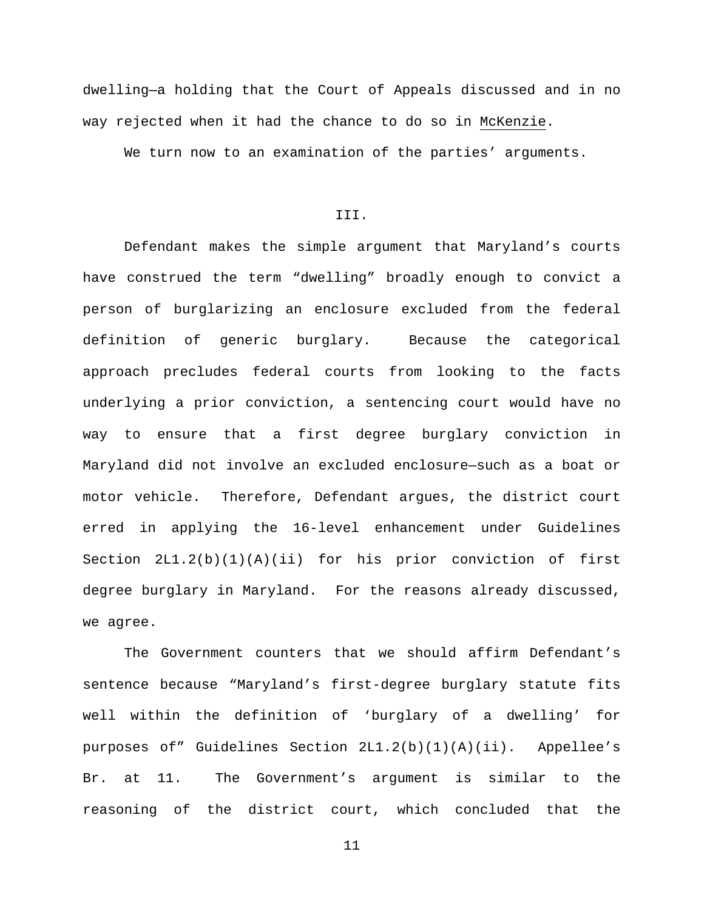dwelling—a holding that the Court of Appeals discussed and in no way rejected when it had the chance to do so in McKenzie.

We turn now to an examination of the parties' arguments.

## III.

Defendant makes the simple argument that Maryland's courts have construed the term "dwelling" broadly enough to convict a person of burglarizing an enclosure excluded from the federal definition of generic burglary. Because the categorical approach precludes federal courts from looking to the facts underlying a prior conviction, a sentencing court would have no way to ensure that a first degree burglary conviction in Maryland did not involve an excluded enclosure—such as a boat or motor vehicle. Therefore, Defendant argues, the district court erred in applying the 16-level enhancement under Guidelines Section 2L1.2(b)(1)(A)(ii) for his prior conviction of first degree burglary in Maryland. For the reasons already discussed, we agree.

The Government counters that we should affirm Defendant's sentence because "Maryland's first-degree burglary statute fits well within the definition of 'burglary of a dwelling' for purposes of" Guidelines Section 2L1.2(b)(1)(A)(ii). Appellee's Br. at 11. The Government's argument is similar to the reasoning of the district court, which concluded that the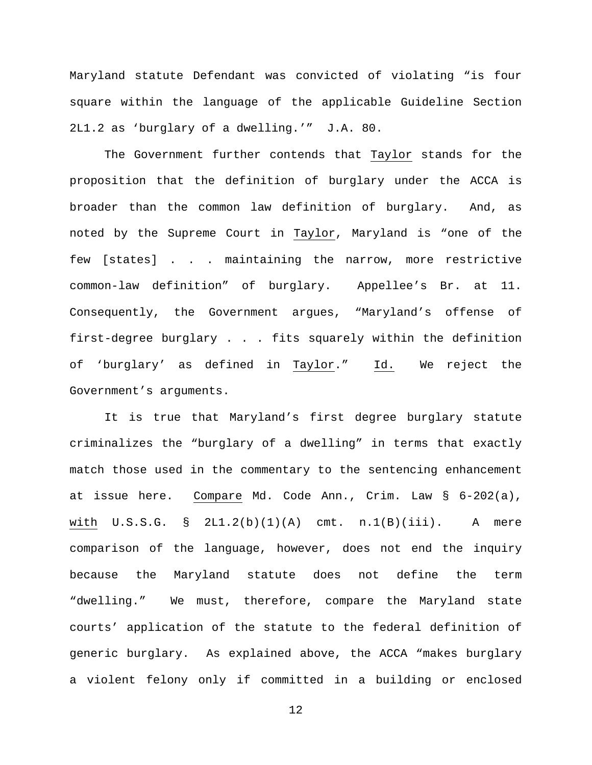Maryland statute Defendant was convicted of violating "is four square within the language of the applicable Guideline Section 2L1.2 as 'burglary of a dwelling.'" J.A. 80.

The Government further contends that Taylor stands for the proposition that the definition of burglary under the ACCA is broader than the common law definition of burglary. And, as noted by the Supreme Court in Taylor, Maryland is "one of the few [states] . . . maintaining the narrow, more restrictive common-law definition" of burglary. Appellee's Br. at 11. Consequently, the Government argues, "Maryland's offense of first-degree burglary . . . fits squarely within the definition of 'burglary' as defined in Taylor." Id. We reject the Government's arguments.

It is true that Maryland's first degree burglary statute criminalizes the "burglary of a dwelling" in terms that exactly match those used in the commentary to the sentencing enhancement at issue here. Compare Md. Code Ann., Crim. Law § 6-202(a), with U.S.S.G. § 2L1.2(b)(1)(A) cmt. n.1(B)(iii). A mere comparison of the language, however, does not end the inquiry because the Maryland statute does not define the term "dwelling." We must, therefore, compare the Maryland state courts' application of the statute to the federal definition of generic burglary. As explained above, the ACCA "makes burglary a violent felony only if committed in a building or enclosed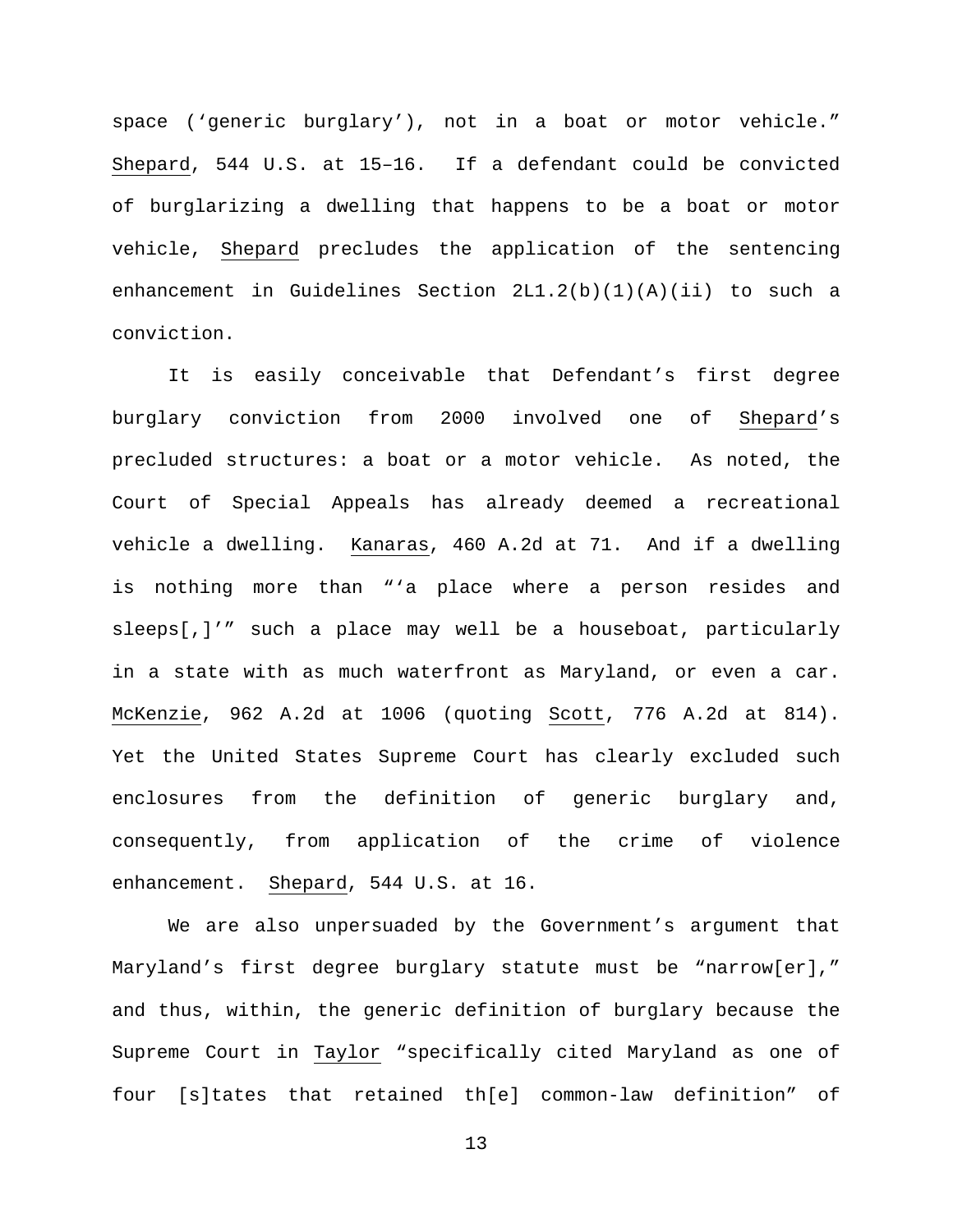space ('generic burglary'), not in a boat or motor vehicle." Shepard, 544 U.S. at 15–16. If a defendant could be convicted of burglarizing a dwelling that happens to be a boat or motor vehicle, Shepard precludes the application of the sentencing enhancement in Guidelines Section 2L1.2(b)(1)(A)(ii) to such a conviction.

It is easily conceivable that Defendant's first degree burglary conviction from 2000 involved one of Shepard's precluded structures: a boat or a motor vehicle. As noted, the Court of Special Appeals has already deemed a recreational vehicle a dwelling. Kanaras, 460 A.2d at 71. And if a dwelling is nothing more than "'a place where a person resides and sleeps[,]'" such a place may well be a houseboat, particularly in a state with as much waterfront as Maryland, or even a car. McKenzie, 962 A.2d at 1006 (quoting Scott, 776 A.2d at 814). Yet the United States Supreme Court has clearly excluded such enclosures from the definition of generic burglary and, consequently, from application of the crime of violence enhancement. Shepard, 544 U.S. at 16.

We are also unpersuaded by the Government's argument that Maryland's first degree burglary statute must be "narrow[er]," and thus, within, the generic definition of burglary because the Supreme Court in Taylor "specifically cited Maryland as one of four [s]tates that retained th[e] common-law definition" of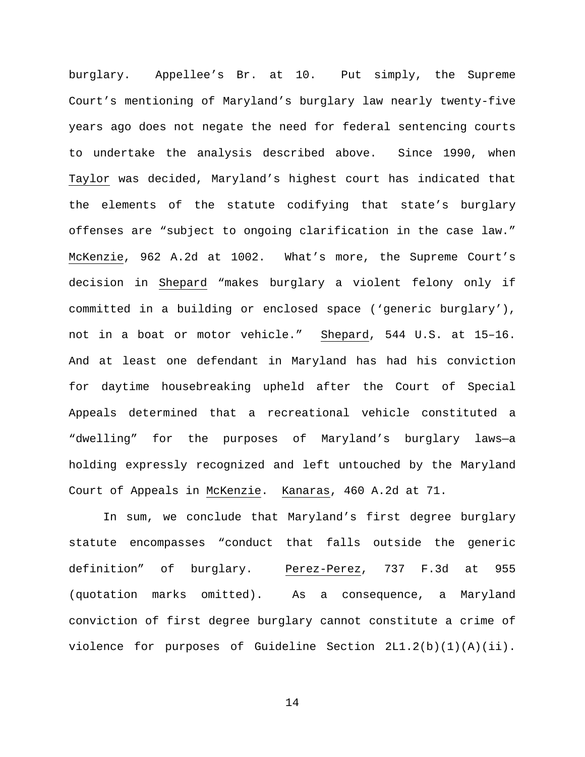burglary. Appellee's Br. at 10. Put simply, the Supreme Court's mentioning of Maryland's burglary law nearly twenty-five years ago does not negate the need for federal sentencing courts to undertake the analysis described above. Since 1990, when Taylor was decided, Maryland's highest court has indicated that the elements of the statute codifying that state's burglary offenses are "subject to ongoing clarification in the case law." McKenzie, 962 A.2d at 1002. What's more, the Supreme Court's decision in Shepard "makes burglary a violent felony only if committed in a building or enclosed space ('generic burglary'), not in a boat or motor vehicle." Shepard, 544 U.S. at 15–16. And at least one defendant in Maryland has had his conviction for daytime housebreaking upheld after the Court of Special Appeals determined that a recreational vehicle constituted a "dwelling" for the purposes of Maryland's burglary laws—a holding expressly recognized and left untouched by the Maryland Court of Appeals in McKenzie. Kanaras, 460 A.2d at 71.

In sum, we conclude that Maryland's first degree burglary statute encompasses "conduct that falls outside the generic definition" of burglary. Perez-Perez, 737 F.3d at 955 (quotation marks omitted). As a consequence, a Maryland conviction of first degree burglary cannot constitute a crime of violence for purposes of Guideline Section 2L1.2(b)(1)(A)(ii).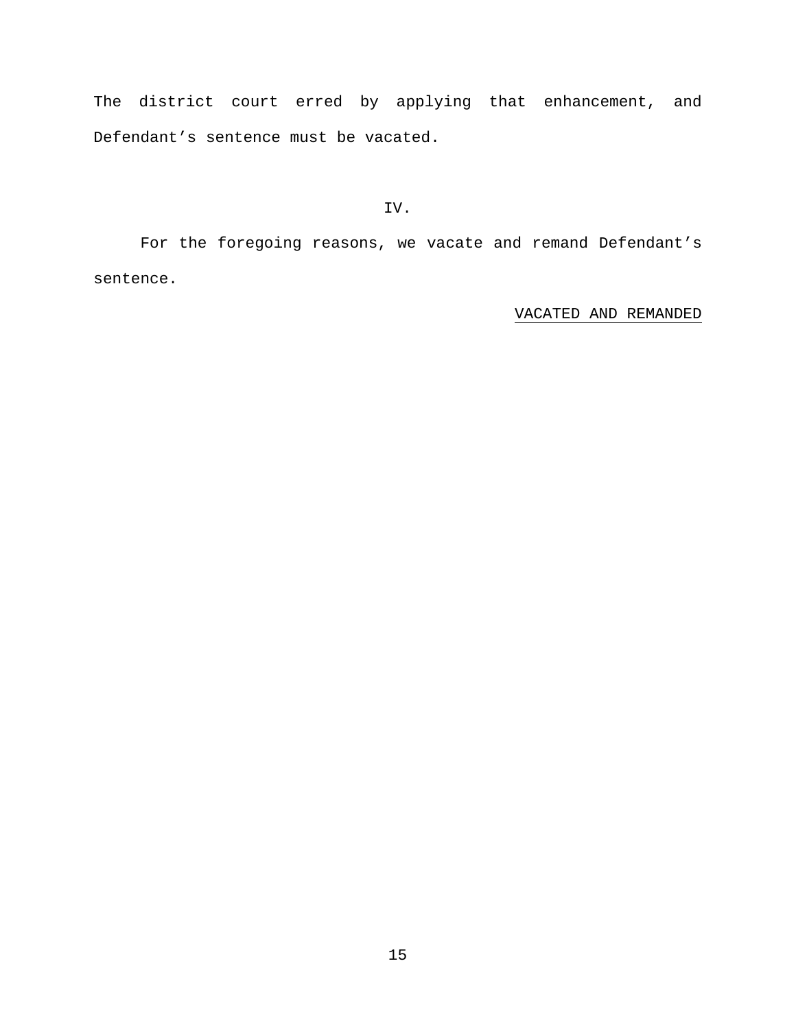The district court erred by applying that enhancement, and Defendant’s sentence must be vacated.

## IV.

For the foregoing reasons, we vacate and remand Defendant’s sentence.

<u>VACATED AND REMANDED</u>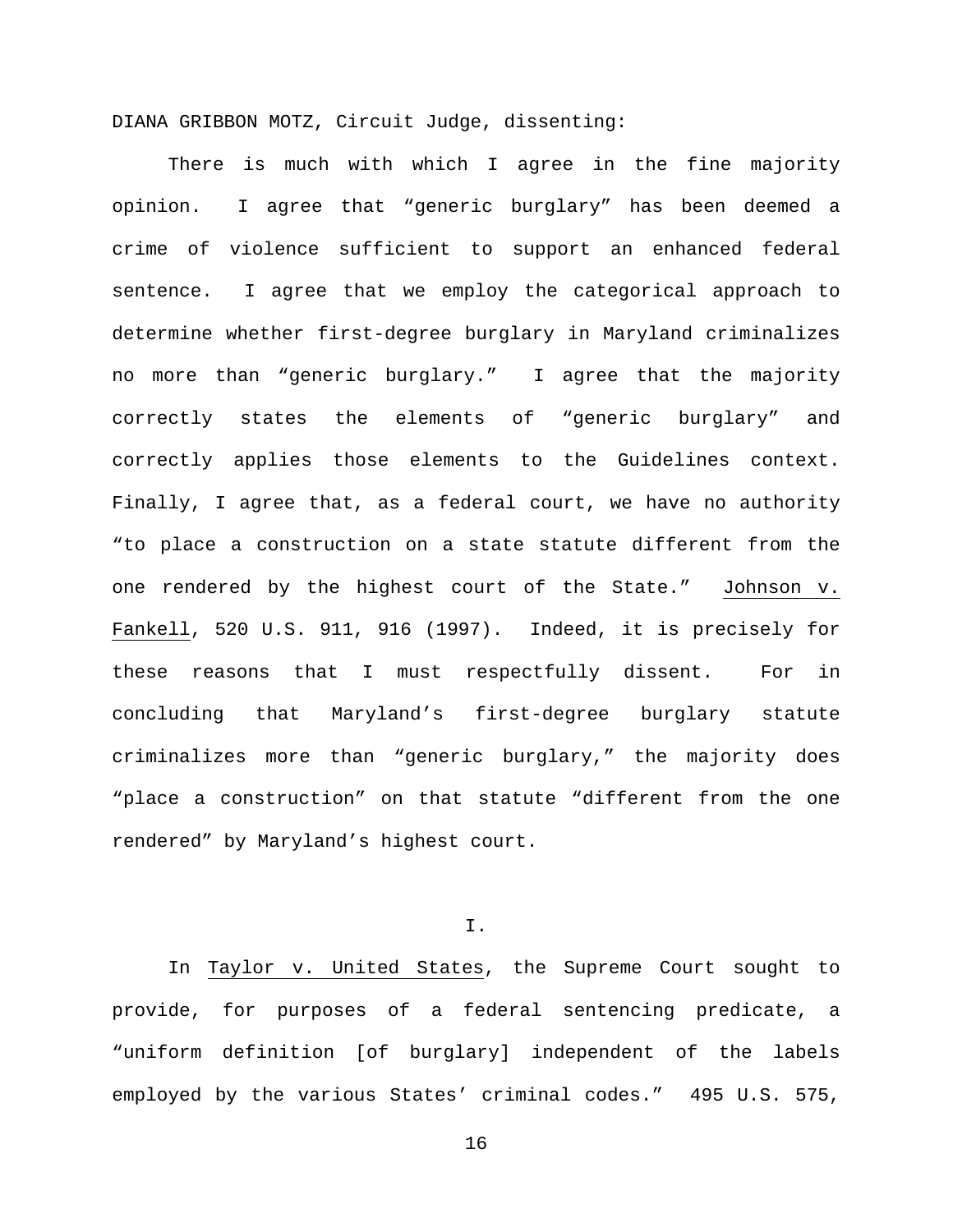DIANA GRIBBON MOTZ, Circuit Judge, dissenting:

There is much with which I agree in the fine majority opinion. I agree that "generic burglary" has been deemed a crime of violence sufficient to support an enhanced federal sentence. I agree that we employ the categorical approach to determine whether first-degree burglary in Maryland criminalizes no more than "generic burglary." I agree that the majority correctly states the elements of "generic burglary" and correctly applies those elements to the Guidelines context. Finally, I agree that, as a federal court, we have no authority "to place a construction on a state statute different from the one rendered by the highest court of the State." Johnson v. Fankell, 520 U.S. 911, 916 (1997). Indeed, it is precisely for these reasons that I must respectfully dissent. For in concluding that Maryland's first-degree burglary statute criminalizes more than "generic burglary," the majority does "place a construction" on that statute "different from the one rendered" by Maryland's highest court.

I.

In Taylor v. United States, the Supreme Court sought to provide, for purposes of a federal sentencing predicate, a "uniform definition [of burglary] independent of the labels employed by the various States' criminal codes." 495 U.S. 575,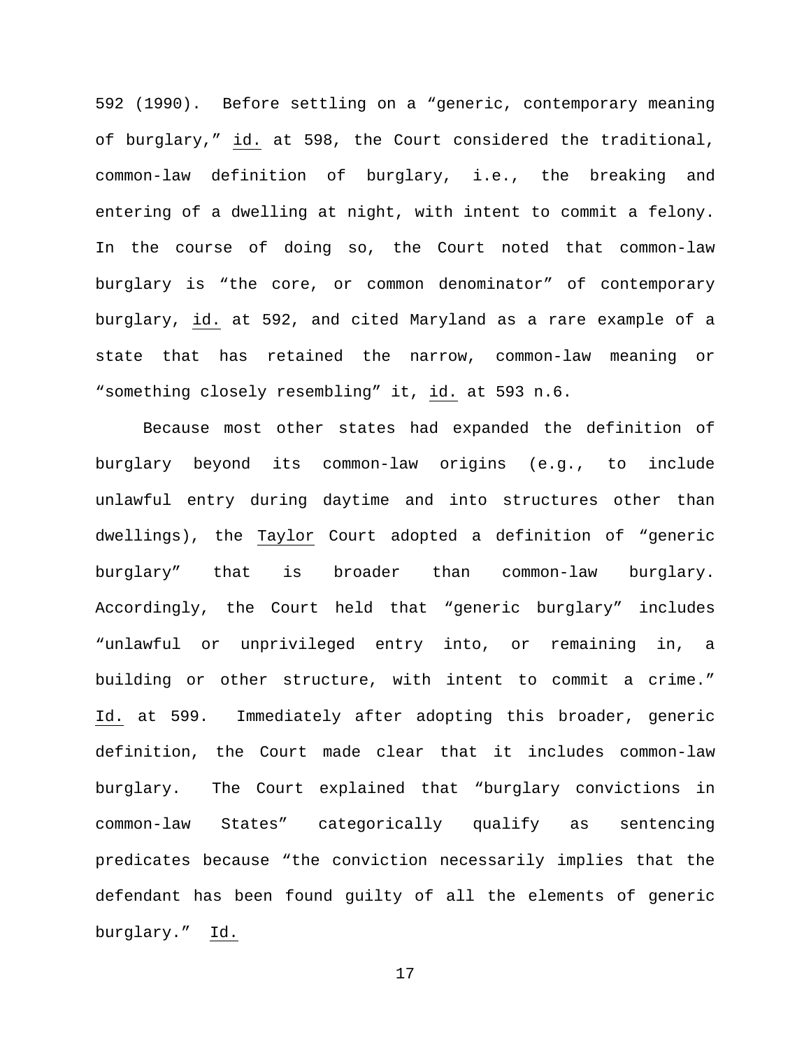592 (1990). Before settling on a "generic, contemporary meaning of burglary," id. at 598, the Court considered the traditional, common-law definition of burglary, i.e., the breaking and entering of a dwelling at night, with intent to commit a felony. In the course of doing so, the Court noted that common-law burglary is "the core, or common denominator" of contemporary burglary, id. at 592, and cited Maryland as a rare example of a state that has retained the narrow, common-law meaning or "something closely resembling" it, id. at 593 n.6.

Because most other states had expanded the definition of burglary beyond its common-law origins (e.g., to include unlawful entry during daytime and into structures other than dwellings), the Taylor Court adopted a definition of "generic burglary" that is broader than common-law burglary. Accordingly, the Court held that "generic burglary" includes "unlawful or unprivileged entry into, or remaining in, a building or other structure, with intent to commit a crime." Id. at 599. Immediately after adopting this broader, generic definition, the Court made clear that it includes common-law burglary. The Court explained that "burglary convictions in common-law States" categorically qualify as sentencing predicates because "the conviction necessarily implies that the defendant has been found guilty of all the elements of generic burglary." Id.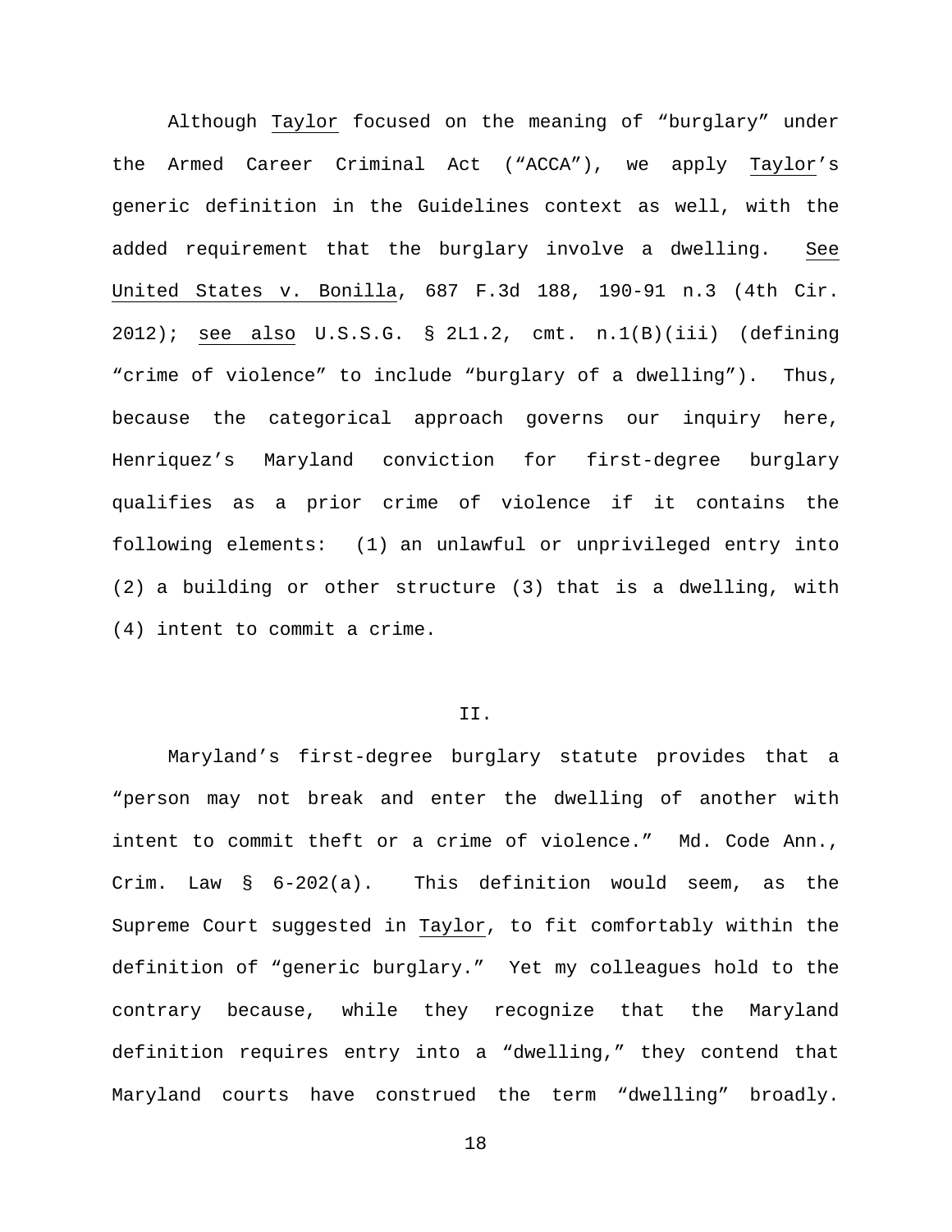Although Taylor focused on the meaning of "burglary" under the Armed Career Criminal Act ("ACCA"), we apply Taylor's generic definition in the Guidelines context as well, with the added requirement that the burglary involve a dwelling. See United States v. Bonilla, 687 F.3d 188, 190-91 n.3 (4th Cir. 2012); see also U.S.S.G. § 2L1.2, cmt. n.1(B)(iii) (defining "crime of violence" to include "burglary of a dwelling"). Thus, because the categorical approach governs our inquiry here, Henriquez's Maryland conviction for first-degree burglary qualifies as a prior crime of violence if it contains the following elements: (1) an unlawful or unprivileged entry into (2) a building or other structure (3) that is a dwelling, with (4) intent to commit a crime.

## II.

Maryland's first-degree burglary statute provides that a "person may not break and enter the dwelling of another with intent to commit theft or a crime of violence." Md. Code Ann., Crim. Law § 6-202(a). This definition would seem, as the Supreme Court suggested in Taylor, to fit comfortably within the definition of "generic burglary." Yet my colleagues hold to the contrary because, while they recognize that the Maryland definition requires entry into a "dwelling," they contend that Maryland courts have construed the term "dwelling" broadly.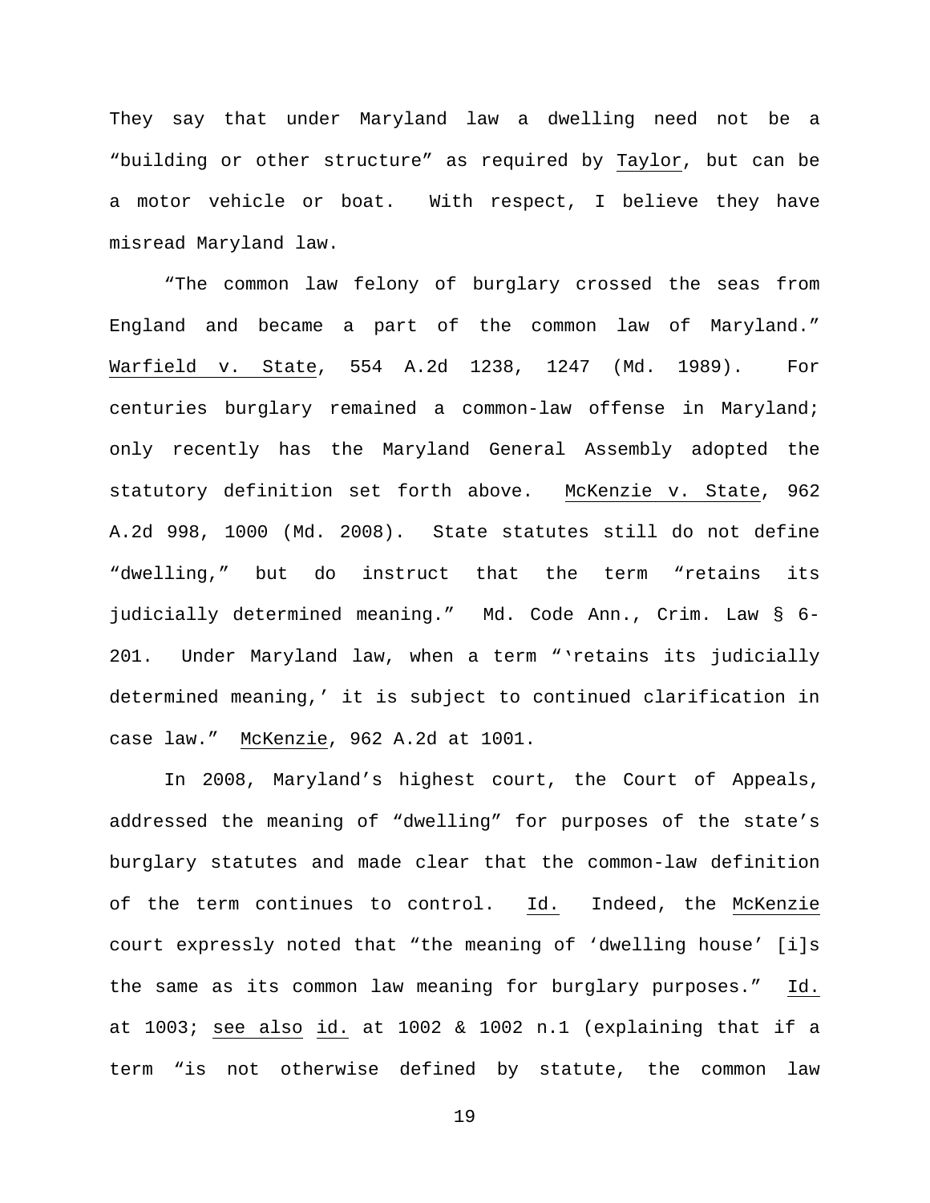They say that under Maryland law a dwelling need not be a "building or other structure" as required by Taylor, but can be a motor vehicle or boat. With respect, I believe they have misread Maryland law.

"The common law felony of burglary crossed the seas from England and became a part of the common law of Maryland." Warfield v. State, 554 A.2d 1238, 1247 (Md. 1989). For centuries burglary remained a common-law offense in Maryland; only recently has the Maryland General Assembly adopted the statutory definition set forth above. McKenzie v. State, 962 A.2d 998, 1000 (Md. 2008). State statutes still do not define "dwelling," but do instruct that the term "retains its judicially determined meaning." Md. Code Ann., Crim. Law § 6-201. Under Maryland law, when a term "'retains its judicially determined meaning,' it is subject to continued clarification in case law." McKenzie, 962 A.2d at 1001.

In 2008, Maryland's highest court, the Court of Appeals, addressed the meaning of "dwelling" for purposes of the state's burglary statutes and made clear that the common-law definition of the term continues to control. Id. Indeed, the McKenzie court expressly noted that "the meaning of 'dwelling house' [i]s the same as its common law meaning for burglary purposes." Id. at 1003; see also id. at 1002 & 1002 n.1 (explaining that if a term "is not otherwise defined by statute, the common law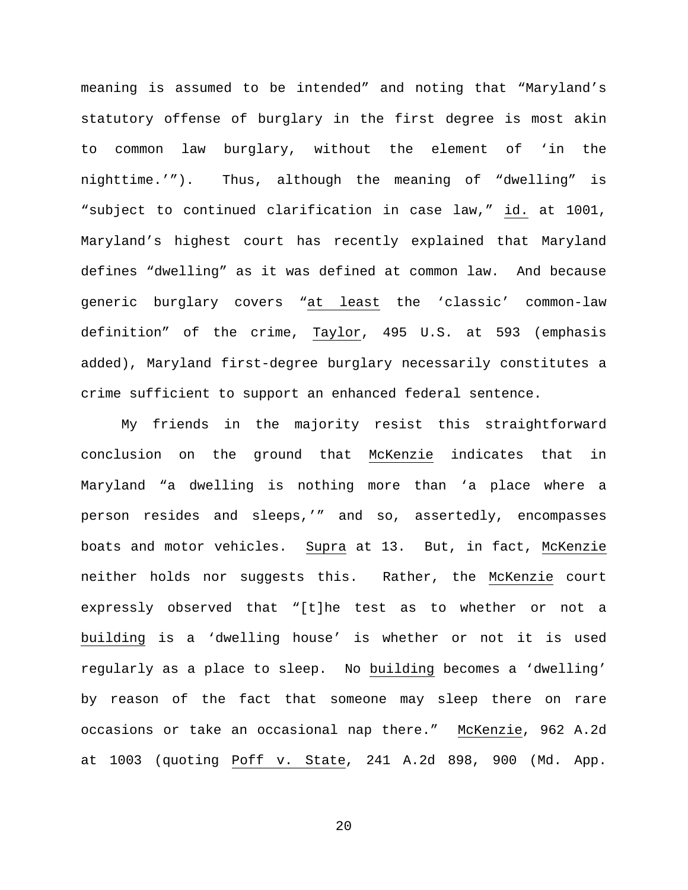meaning is assumed to be intended" and noting that "Maryland's statutory offense of burglary in the first degree is most akin to common law burglary, without the element of 'in the nighttime.'"). Thus, although the meaning of "dwelling" is "subject to continued clarification in case law," id. at 1001, Maryland's highest court has recently explained that Maryland defines "dwelling" as it was defined at common law. And because generic burglary covers "at least the 'classic' common-law definition" of the crime, Taylor, 495 U.S. at 593 (emphasis added), Maryland first-degree burglary necessarily constitutes a crime sufficient to support an enhanced federal sentence.

My friends in the majority resist this straightforward conclusion on the ground that McKenzie indicates that in Maryland "a dwelling is nothing more than 'a place where a person resides and sleeps,'" and so, assertedly, encompasses boats and motor vehicles. Supra at 13. But, in fact, McKenzie neither holds nor suggests this. Rather, the McKenzie court expressly observed that "[t]he test as to whether or not a building is a 'dwelling house' is whether or not it is used regularly as a place to sleep. No building becomes a 'dwelling' by reason of the fact that someone may sleep there on rare occasions or take an occasional nap there." McKenzie, 962 A.2d at 1003 (quoting Poff v. State, 241 A.2d 898, 900 (Md. App.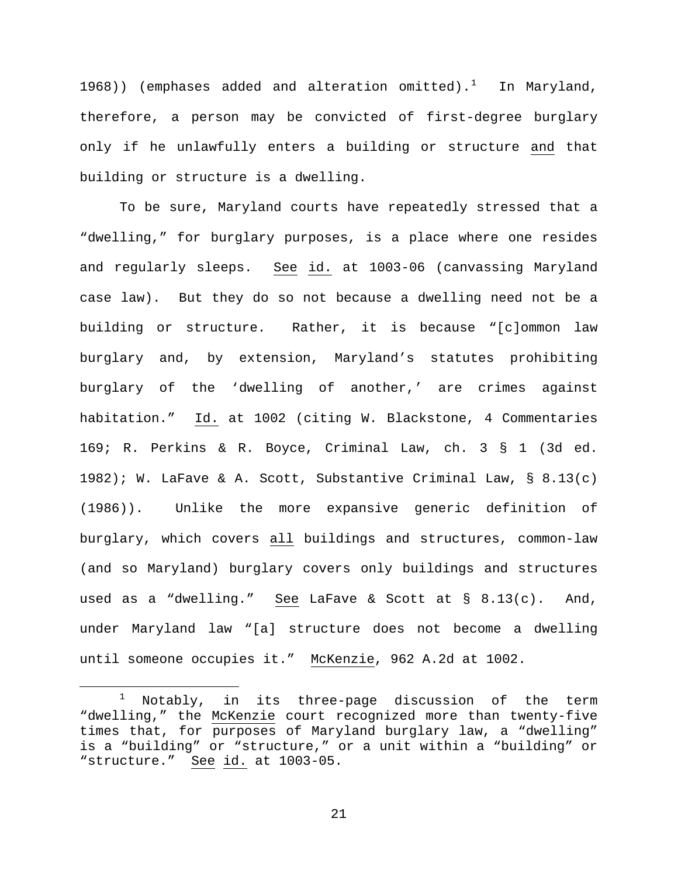1968)) (emphases added and alteration omitted).[1] In Maryland, therefore, a person may be convicted of first-degree burglary only if he unlawfully enters a building or structure and that building or structure is a dwelling.

To be sure, Maryland courts have repeatedly stressed that a "dwelling," for burglary purposes, is a place where one resides and regularly sleeps. See id. at 1003-06 (canvassing Maryland case law). But they do so not because a dwelling need not be a building or structure. Rather, it is because "[c]ommon law burglary and, by extension, Maryland's statutes prohibiting burglary of the 'dwelling of another,' are crimes against habitation." Id. at 1002 (citing W. Blackstone, 4 Commentaries 169; R. Perkins & R. Boyce, Criminal Law, ch. 3 § 1 (3d ed. 1982); W. LaFave & A. Scott, Substantive Criminal Law, § 8.13(c) (1986)). Unlike the more expansive generic definition of burglary, which covers all buildings and structures, common-law (and so Maryland) burglary covers only buildings and structures used as a "dwelling." See LaFave & Scott at § 8.13(c). And, under Maryland law "[a] structure does not become a dwelling until someone occupies it." McKenzie, 962 A.2d at 1002.

[1] Notably, in its three-page discussion of the term "dwelling," the McKenzie court recognized more than twenty-five times that, for purposes of Maryland burglary law, a "dwelling" is a "building" or "structure," or a unit within a "building" or "structure." See id. at 1003-05.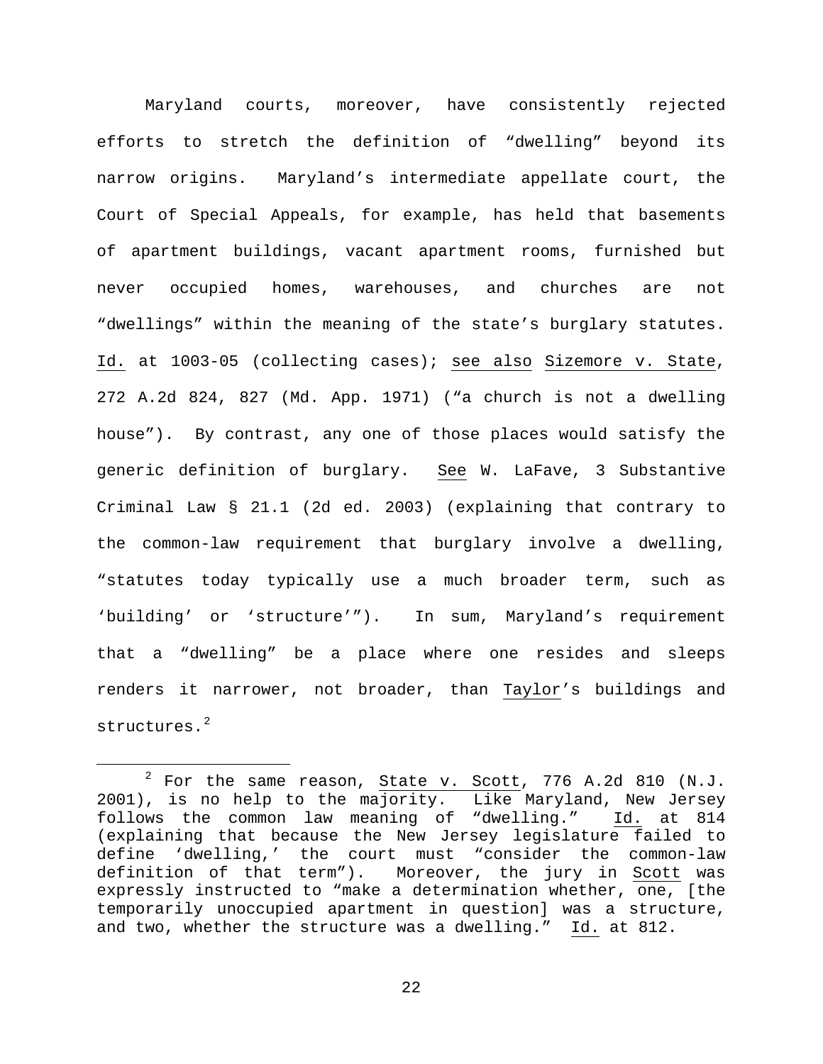Maryland courts, moreover, have consistently rejected efforts to stretch the definition of "dwelling" beyond its narrow origins. Maryland's intermediate appellate court, the Court of Special Appeals, for example, has held that basements of apartment buildings, vacant apartment rooms, furnished but never occupied homes, warehouses, and churches are not "dwellings" within the meaning of the state's burglary statutes. Id. at 1003-05 (collecting cases); see also Sizemore v. State, 272 A.2d 824, 827 (Md. App. 1971) ("a church is not a dwelling house"). By contrast, any one of those places would satisfy the generic definition of burglary. See W. LaFave, 3 Substantive Criminal Law § 21.1 (2d ed. 2003) (explaining that contrary to the common-law requirement that burglary involve a dwelling, "statutes today typically use a much broader term, such as 'building' or 'structure'"). In sum, Maryland's requirement that a "dwelling" be a place where one resides and sleeps renders it narrower, not broader, than Taylor's buildings and structures.[2]

---

[2] For the same reason, State v. Scott, 776 A.2d 810 (N.J. 2001), is no help to the majority. Like Maryland, New Jersey follows the common law meaning of "dwelling." Id. at 814 (explaining that because the New Jersey legislature failed to define 'dwelling,' the court must "consider the common-law definition of that term"). Moreover, the jury in Scott was expressly instructed to "make a determination whether, one, [the temporarily unoccupied apartment in question] was a structure, and two, whether the structure was a dwelling." Id. at 812.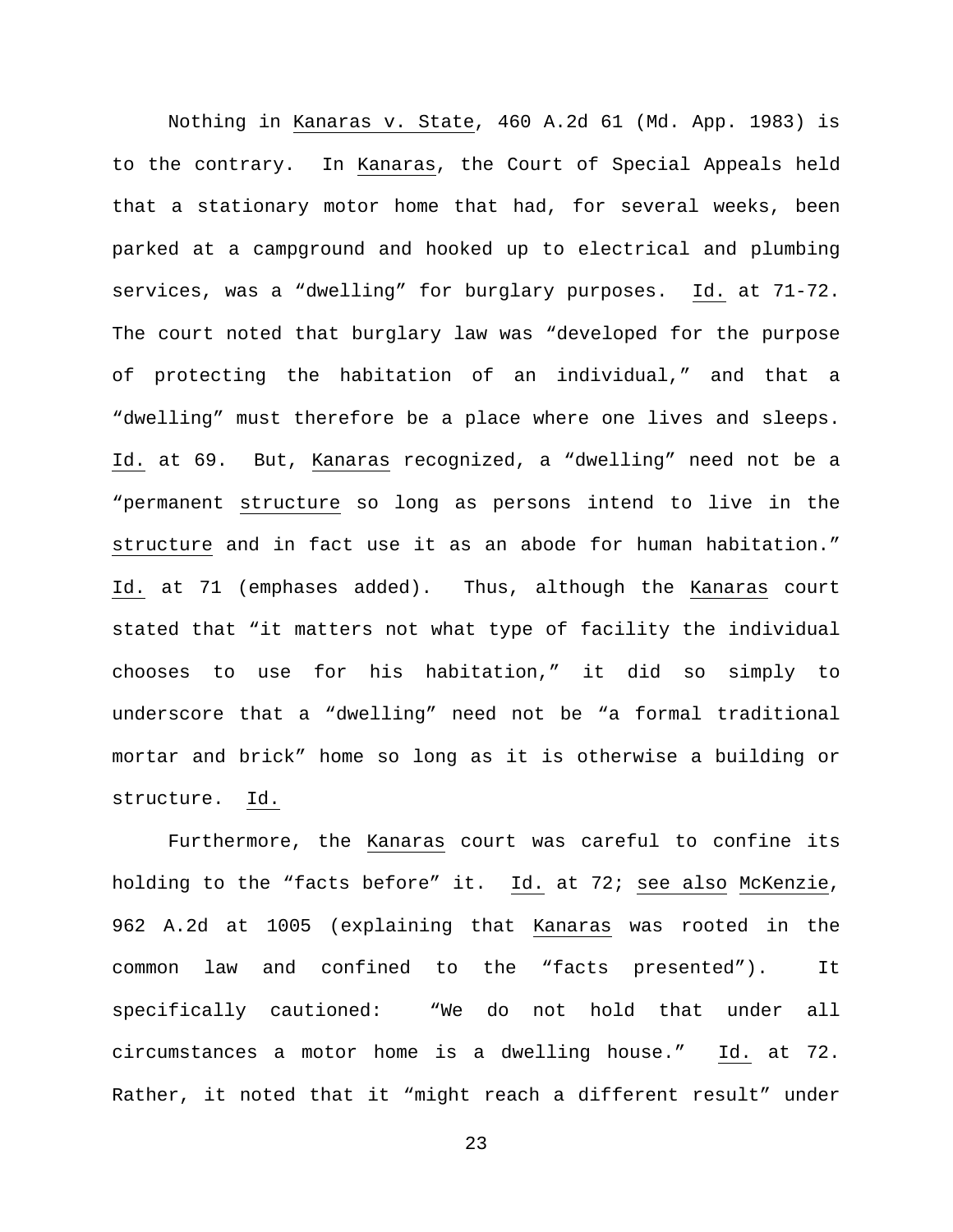Nothing in Kanaras v. State, 460 A.2d 61 (Md. App. 1983) is to the contrary. In Kanaras, the Court of Special Appeals held that a stationary motor home that had, for several weeks, been parked at a campground and hooked up to electrical and plumbing services, was a "dwelling" for burglary purposes. Id. at 71-72. The court noted that burglary law was "developed for the purpose of protecting the habitation of an individual," and that a "dwelling" must therefore be a place where one lives and sleeps. Id. at 69. But, Kanaras recognized, a "dwelling" need not be a "permanent structure so long as persons intend to live in the structure and in fact use it as an abode for human habitation." Id. at 71 (emphases added). Thus, although the Kanaras court stated that "it matters not what type of facility the individual chooses to use for his habitation," it did so simply to underscore that a "dwelling" need not be "a formal traditional mortar and brick" home so long as it is otherwise a building or structure. Id.

Furthermore, the Kanaras court was careful to confine its holding to the "facts before" it. Id. at 72; see also McKenzie, 962 A.2d at 1005 (explaining that Kanaras was rooted in the common law and confined to the "facts presented"). It specifically cautioned: "We do not hold that under all circumstances a motor home is a dwelling house." Id. at 72. Rather, it noted that it "might reach a different result" under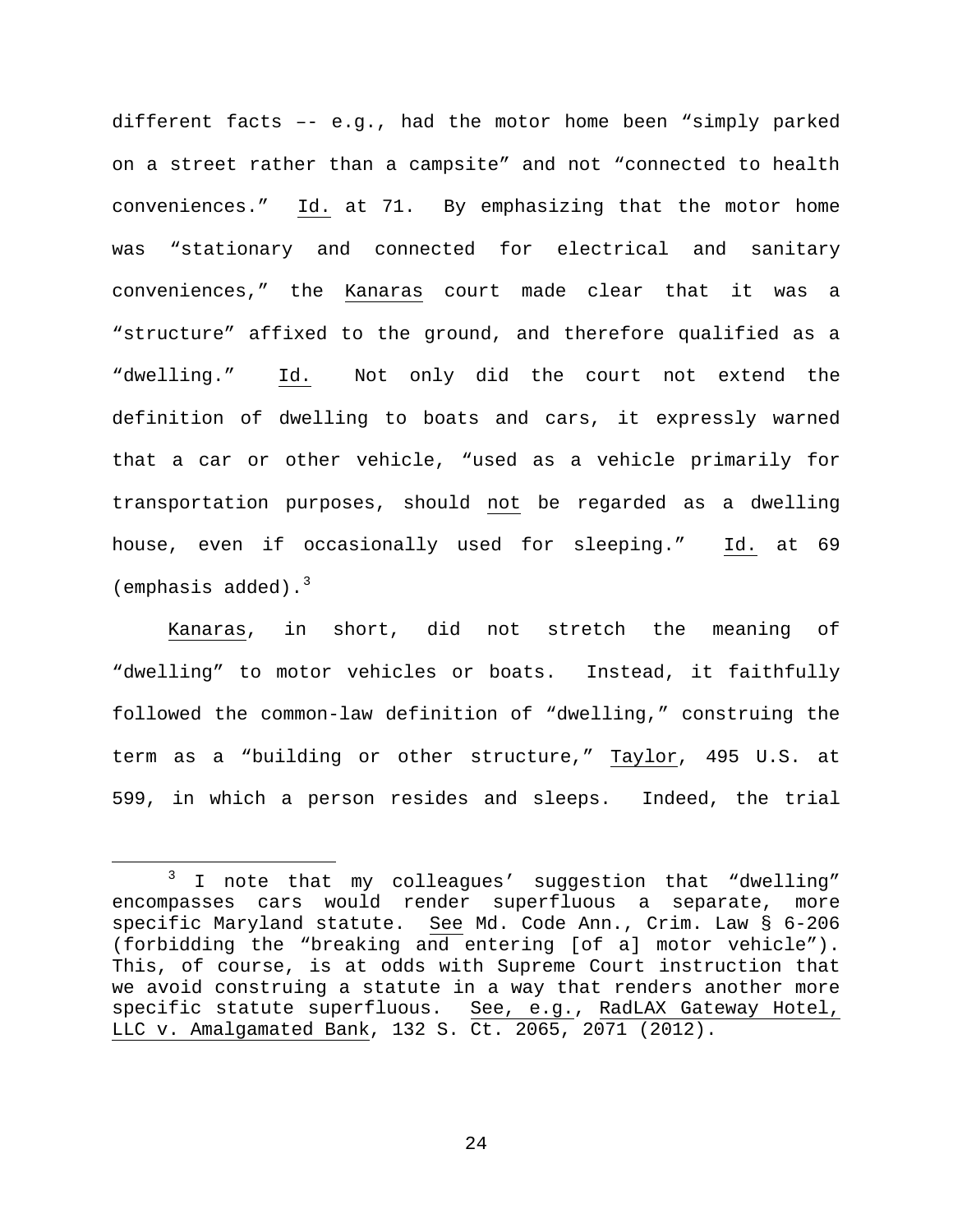different facts –- e.g., had the motor home been "simply parked on a street rather than a campsite" and not "connected to health conveniences." Id. at 71. By emphasizing that the motor home was "stationary and connected for electrical and sanitary conveniences," the Kanaras court made clear that it was a "structure" affixed to the ground, and therefore qualified as a "dwelling." Id. Not only did the court not extend the definition of dwelling to boats and cars, it expressly warned that a car or other vehicle, "used as a vehicle primarily for transportation purposes, should not be regarded as a dwelling house, even if occasionally used for sleeping." Id. at 69 (emphasis added).[3]

Kanaras, in short, did not stretch the meaning of "dwelling" to motor vehicles or boats. Instead, it faithfully followed the common-law definition of "dwelling," construing the term as a "building or other structure," Taylor, 495 U.S. at 599, in which a person resides and sleeps. Indeed, the trial

[3] I note that my colleagues' suggestion that "dwelling" encompasses cars would render superfluous a separate, more specific Maryland statute. See Md. Code Ann., Crim. Law § 6-206 (forbidding the "breaking and entering [of a] motor vehicle"). This, of course, is at odds with Supreme Court instruction that we avoid construing a statute in a way that renders another more specific statute superfluous. See, e.g., RadLAX Gateway Hotel, LLC v. Amalgamated Bank, 132 S. Ct. 2065, 2071 (2012).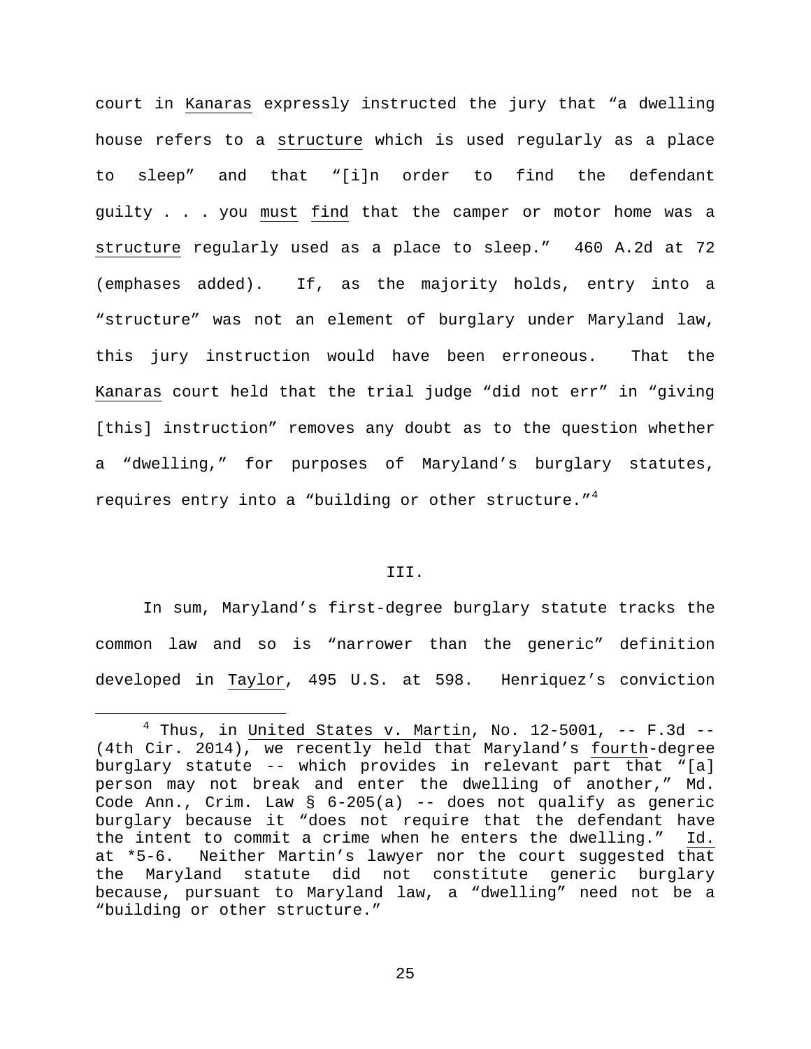court in Kanaras expressly instructed the jury that "a dwelling house refers to a structure which is used regularly as a place to sleep" and that "[i]n order to find the defendant guilty . . . you must find that the camper or motor home was a structure regularly used as a place to sleep." 460 A.2d at 72 (emphases added). If, as the majority holds, entry into a "structure" was not an element of burglary under Maryland law, this jury instruction would have been erroneous. That the Kanaras court held that the trial judge "did not err" in "giving [this] instruction" removes any doubt as to the question whether a "dwelling," for purposes of Maryland's burglary statutes, requires entry into a "building or other structure."[4]

## III.

In sum, Maryland's first-degree burglary statute tracks the common law and so is "narrower than the generic" definition developed in Taylor, 495 U.S. at 598. Henriquez's conviction

---

[4] Thus, in United States v. Martin, No. 12-5001, -- F.3d -- (4th Cir. 2014), we recently held that Maryland's fourth-degree burglary statute -- which provides in relevant part that "[a] person may not break and enter the dwelling of another," Md. Code Ann., Crim. Law § 6-205(a) -- does not qualify as generic burglary because it "does not require that the defendant have the intent to commit a crime when he enters the dwelling." Id. at *5-6. Neither Martin's lawyer nor the court suggested that the Maryland statute did not constitute generic burglary because, pursuant to Maryland law, a "dwelling" need not be a "building or other structure."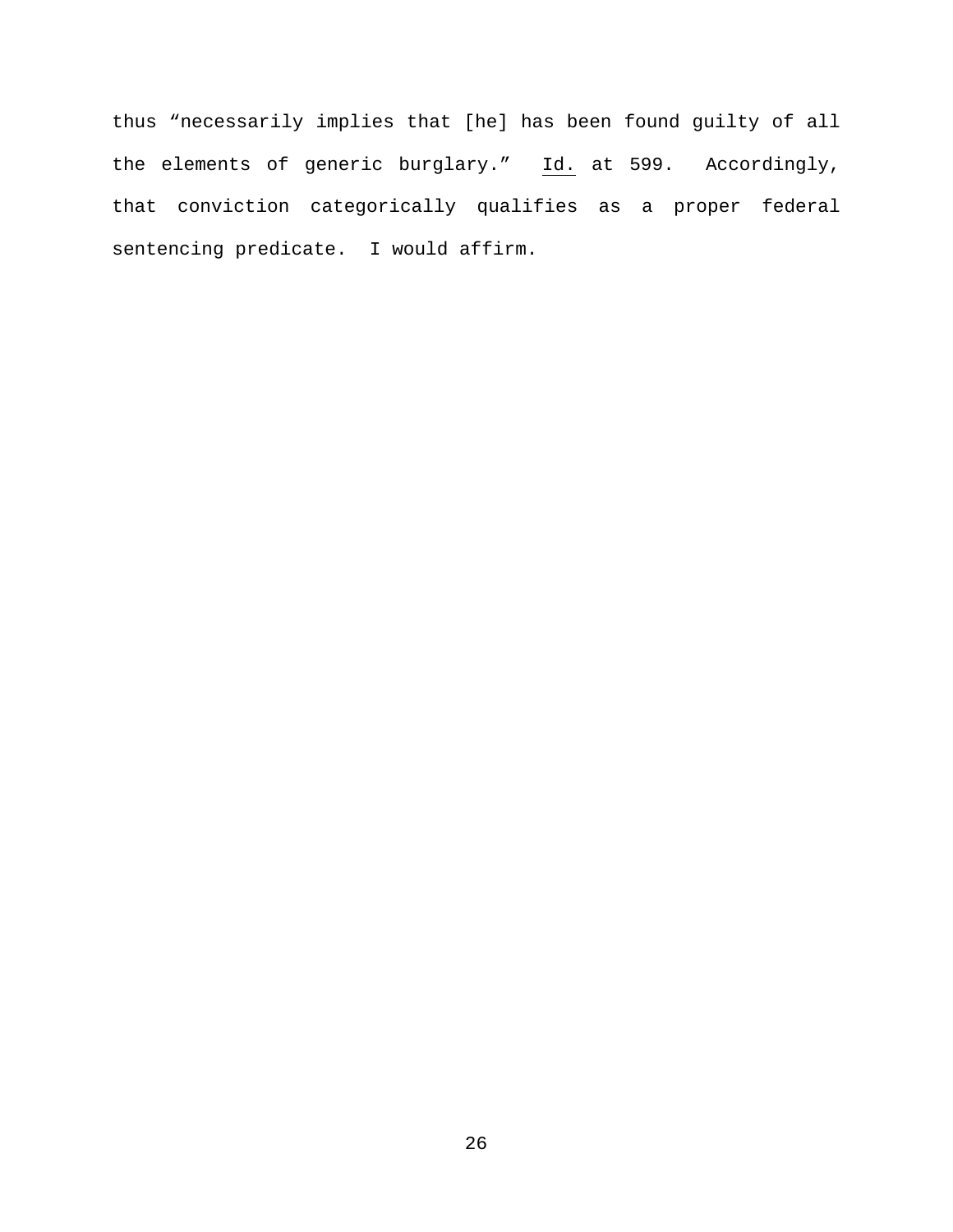thus "necessarily implies that [he] has been found guilty of all the elements of generic burglary." Id. at 599. Accordingly, that conviction categorically qualifies as a proper federal sentencing predicate. I would affirm.